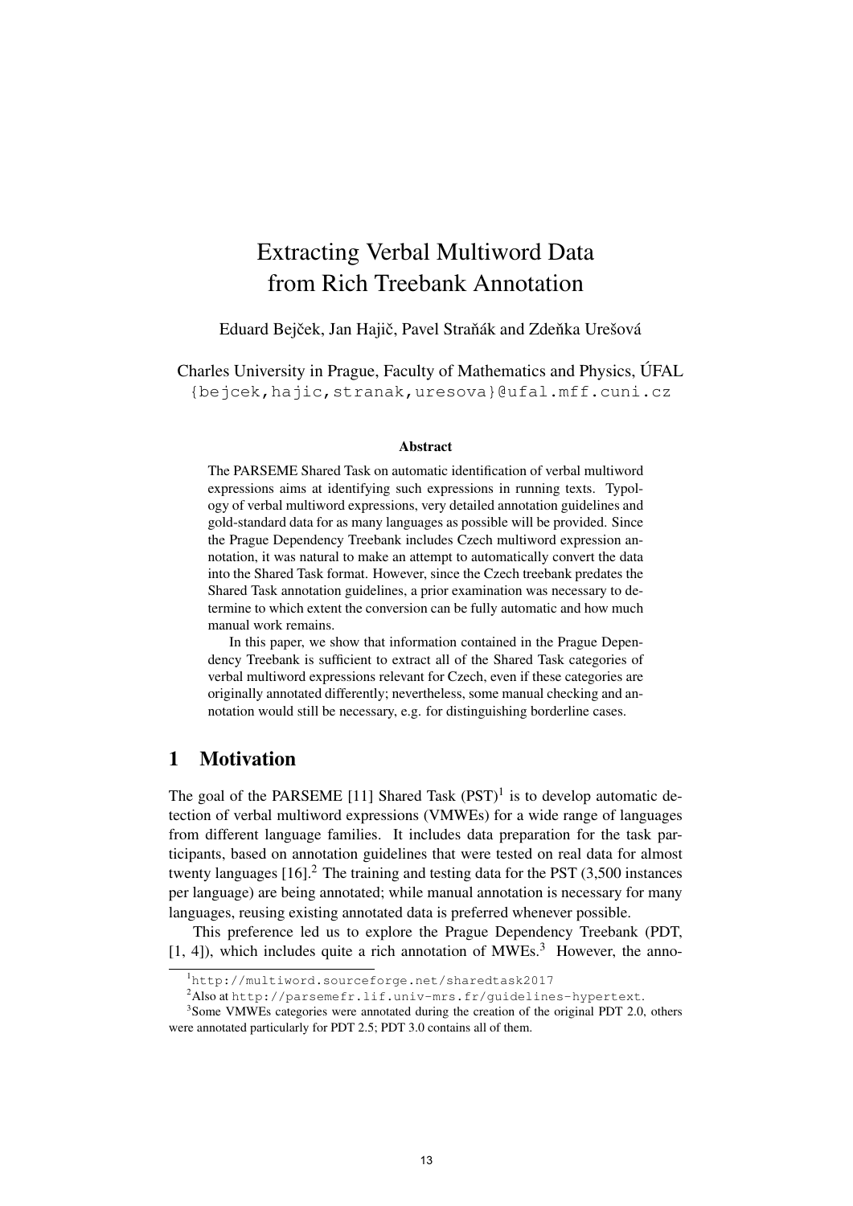# Extracting Verbal Multiword Data from Rich Treebank Annotation

Eduard Bejček, Jan Hajič, Pavel Straňák and Zdeňka Urešová

Charles University in Prague, Faculty of Mathematics and Physics, ÚFAL
{bejcek,hajic,stranak,uresova}@ufal.mff.cuni.cz

### Abstract

The PARSEME Shared Task on automatic identification of verbal multiword expressions aims at identifying such expressions in running texts. Typology of verbal multiword expressions, very detailed annotation guidelines and gold-standard data for as many languages as possible will be provided. Since the Prague Dependency Treebank includes Czech multiword expression annotation, it was natural to make an attempt to automatically convert the data into the Shared Task format. However, since the Czech treebank predates the Shared Task annotation guidelines, a prior examination was necessary to determine to which extent the conversion can be fully automatic and how much manual work remains.

In this paper, we show that information contained in the Prague Dependency Treebank is sufficient to extract all of the Shared Task categories of verbal multiword expressions relevant for Czech, even if these categories are originally annotated differently; nevertheless, some manual checking and annotation would still be necessary, e.g. for distinguishing borderline cases.

## 1 Motivation

The goal of the PARSEME [11] Shared Task (PST)[1] is to develop automatic detection of verbal multiword expressions (VMWEs) for a wide range of languages from different language families. It includes data preparation for the task participants, based on annotation guidelines that were tested on real data for almost twenty languages [16].[2] The training and testing data for the PST (3,500 instances per language) are being annotated; while manual annotation is necessary for many languages, reusing existing annotated data is preferred whenever possible.

This preference led us to explore the Prague Dependency Treebank (PDT, [1, 4]), which includes quite a rich annotation of MWEs.[3] However, the anno-

---

[1] http://multiword.sourceforge.net/sharedtask2017

[2] Also at http://parsemefr.lif.univ-mrs.fr/guidelines-hypertext.

[3] Some VMWEs categories were annotated during the creation of the original PDT 2.0, others were annotated particularly for PDT 2.5; PDT 3.0 contains all of them.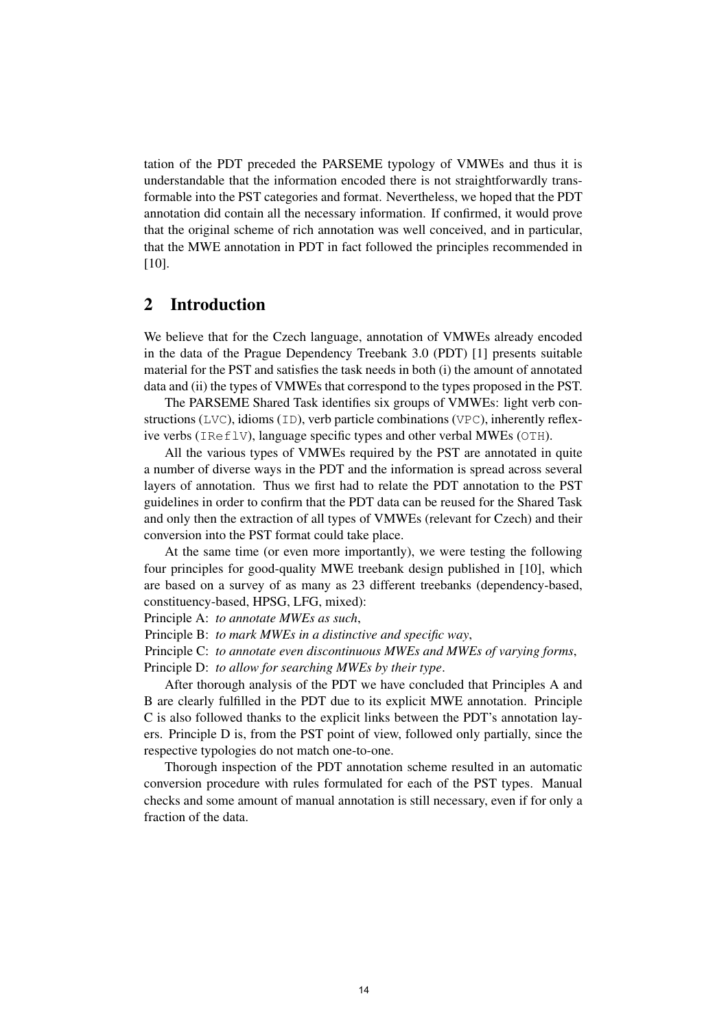tation of the PDT preceded the PARSEME typology of VMWEs and thus it is understandable that the information encoded there is not straightforwardly transformable into the PST categories and format. Nevertheless, we hoped that the PDT annotation did contain all the necessary information. If confirmed, it would prove that the original scheme of rich annotation was well conceived, and in particular, that the MWE annotation in PDT in fact followed the principles recommended in [10].

## 2 Introduction

We believe that for the Czech language, annotation of VMWEs already encoded in the data of the Prague Dependency Treebank 3.0 (PDT) [1] presents suitable material for the PST and satisfies the task needs in both (i) the amount of annotated data and (ii) the types of VMWEs that correspond to the types proposed in the PST.

The PARSEME Shared Task identifies six groups of VMWEs: light verb constructions (`LVC`), idioms (`ID`), verb particle combinations (`VPC`), inherently reflexive verbs (`IReflV`), language specific types and other verbal MWEs (`OTH`).

All the various types of VMWEs required by the PST are annotated in quite a number of diverse ways in the PDT and the information is spread across several layers of annotation. Thus we first had to relate the PDT annotation to the PST guidelines in order to confirm that the PDT data can be reused for the Shared Task and only then the extraction of all types of VMWEs (relevant for Czech) and their conversion into the PST format could take place.

At the same time (or even more importantly), we were testing the following four principles for good-quality MWE treebank design published in [10], which are based on a survey of as many as 23 different treebanks (dependency-based, constituency-based, HPSG, LFG, mixed):

Principle A: *to annotate MWEs as such*,
Principle B: *to mark MWEs in a distinctive and specific way*,
Principle C: *to annotate even discontinuous MWEs and MWEs of varying forms*,
Principle D: *to allow for searching MWEs by their type*.

After thorough analysis of the PDT we have concluded that Principles A and B are clearly fulfilled in the PDT due to its explicit MWE annotation. Principle C is also followed thanks to the explicit links between the PDT's annotation layers. Principle D is, from the PST point of view, followed only partially, since the respective typologies do not match one-to-one.

Thorough inspection of the PDT annotation scheme resulted in an automatic conversion procedure with rules formulated for each of the PST types. Manual checks and some amount of manual annotation is still necessary, even if for only a fraction of the data.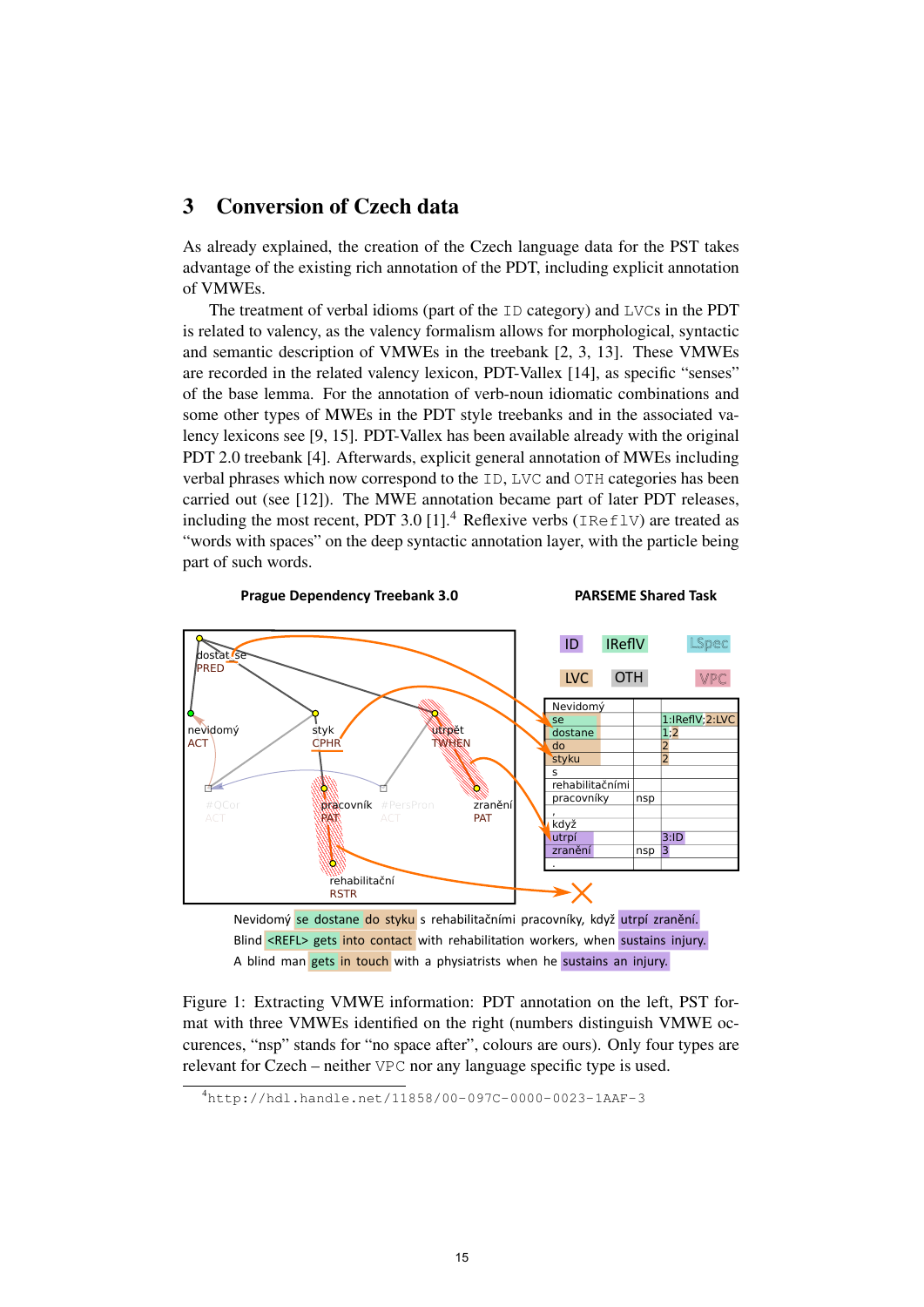## 3 Conversion of Czech data

As already explained, the creation of the Czech language data for the PST takes advantage of the existing rich annotation of the PDT, including explicit annotation of VMWEs.

The treatment of verbal idioms (part of the `ID` category) and `LVC`s in the PDT is related to valency, as the valency formalism allows for morphological, syntactic and semantic description of VMWEs in the treebank [2, 3, 13]. These VMWEs are recorded in the related valency lexicon, PDT-Vallex [14], as specific "senses" of the base lemma. For the annotation of verb-noun idiomatic combinations and some other types of MWEs in the PDT style treebanks and in the associated valency lexicons see [9, 15]. PDT-Vallex has been available already with the original PDT 2.0 treebank [4]. Afterwards, explicit general annotation of MWEs including verbal phrases which now correspond to the `ID`, `LVC` and `OTH` categories has been carried out (see [12]). The MWE annotation became part of later PDT releases, including the most recent, PDT 3.0 [1].[4] Reflexive verbs (`IReflV`) are treated as "words with spaces" on the deep syntactic annotation layer, with the particle being part of such words.

Figure 1: Extracting VMWE information: PDT annotation on the left, PST format with three VMWEs identified on the right (numbers distinguish VMWE occurences, "nsp" stands for "no space after", colours are ours). Only four types are relevant for Czech – neither `VPC` nor any language specific type is used.

[4] http://hdl.handle.net/11858/00-097C-0000-0023-1AAF-3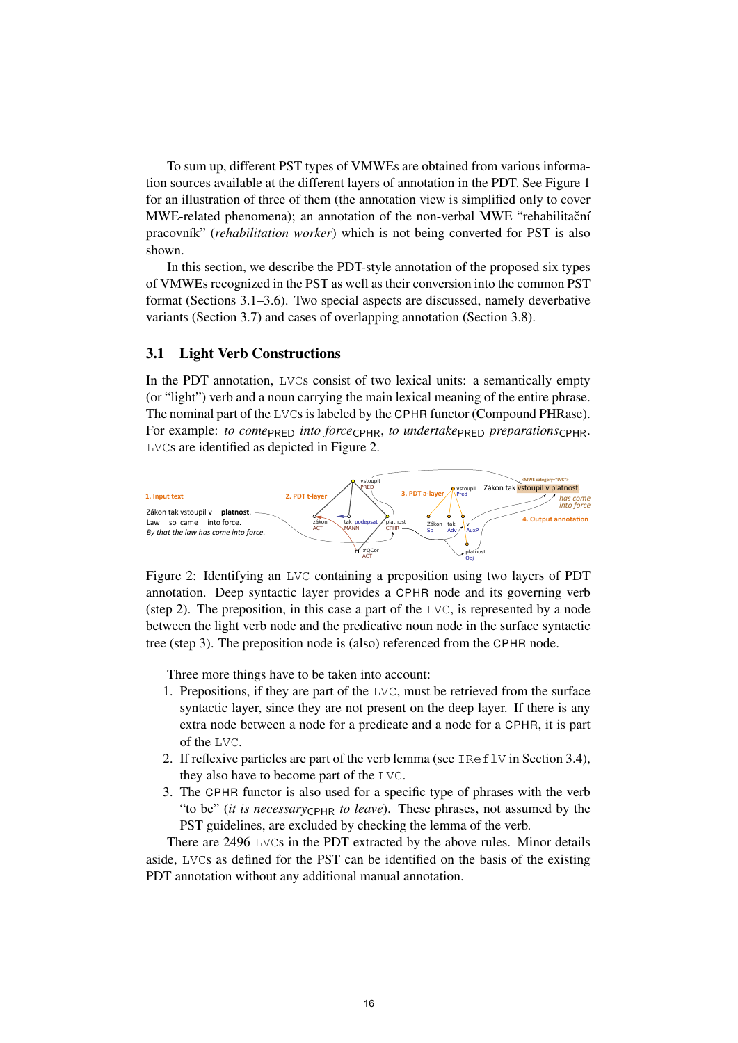To sum up, different PST types of VMWEs are obtained from various information sources available at the different layers of annotation in the PDT. See Figure 1 for an illustration of three of them (the annotation view is simplified only to cover MWE-related phenomena); an annotation of the non-verbal MWE "rehabilitační pracovník" (*rehabilitation worker*) which is not being converted for PST is also shown.

In this section, we describe the PDT-style annotation of the proposed six types of VMWEs recognized in the PST as well as their conversion into the common PST format (Sections 3.1–3.6). Two special aspects are discussed, namely deverbative variants (Section 3.7) and cases of overlapping annotation (Section 3.8).

## 3.1 Light Verb Constructions

In the PDT annotation, LVCs consist of two lexical units: a semantically empty (or "light") verb and a noun carrying the main lexical meaning of the entire phrase. The nominal part of the LVCs is labeled by the CPHR functor (Compound PHRase). For example: *to come*$_{\text{PRED}}$ *into force*$_{\text{CPHR}}$, *to undertake*$_{\text{PRED}}$ *preparations*$_{\text{CPHR}}$. LVCs are identified as depicted in Figure 2.

Figure 2: Identifying an LVC containing a preposition using two layers of PDT annotation. Deep syntactic layer provides a CPHR node and its governing verb (step 2). The preposition, in this case a part of the LVC, is represented by a node between the light verb node and the predicative noun node in the surface syntactic tree (step 3). The preposition node is (also) referenced from the CPHR node.

Three more things have to be taken into account:

1. Prepositions, if they are part of the LVC, must be retrieved from the surface syntactic layer, since they are not present on the deep layer. If there is any extra node between a node for a predicate and a node for a CPHR, it is part of the LVC.
2. If reflexive particles are part of the verb lemma (see IReflV in Section 3.4), they also have to become part of the LVC.
3. The CPHR functor is also used for a specific type of phrases with the verb "to be" (*it is necessary*$_{\text{CPHR}}$ *to leave*). These phrases, not assumed by the PST guidelines, are excluded by checking the lemma of the verb.

There are 2496 LVCs in the PDT extracted by the above rules. Minor details aside, LVCs as defined for the PST can be identified on the basis of the existing PDT annotation without any additional manual annotation.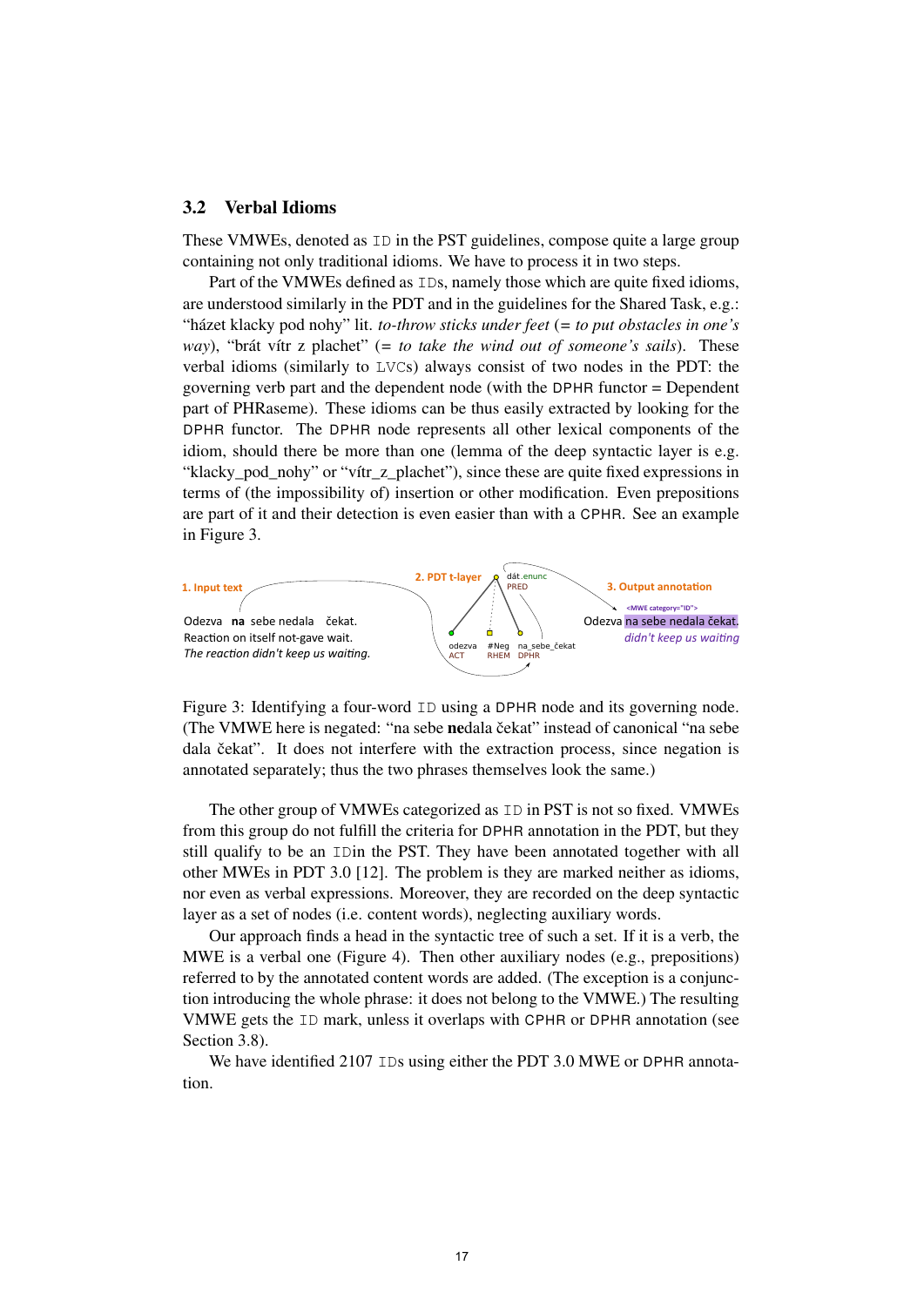### 3.2 Verbal Idioms

These VMWEs, denoted as ID in the PST guidelines, compose quite a large group containing not only traditional idioms. We have to process it in two steps.

Part of the VMWEs defined as IDs, namely those which are quite fixed idioms, are understood similarly in the PDT and in the guidelines for the Shared Task, e.g.: “házet klacky pod nohy” lit. *to-throw sticks under feet* (= *to put obstacles in one's way*), “brát vítr z plachet” (= *to take the wind out of someone's sails*). These verbal idioms (similarly to LVCs) always consist of two nodes in the PDT: the governing verb part and the dependent node (with the DPHR functor = Dependent part of PHRaseme). These idioms can be thus easily extracted by looking for the DPHR functor. The DPHR node represents all other lexical components of the idiom, should there be more than one (lemma of the deep syntactic layer is e.g. “klacky_pod_nohy” or “vítr_z_plachet”), since these are quite fixed expressions in terms of (the impossibility of) insertion or other modification. Even prepositions are part of it and their detection is even easier than with a CPHR. See an example in Figure 3.

Figure 3: Identifying a four-word ID using a DPHR node and its governing node. (The VMWE here is negated: “na sebe **ne**dala čekat” instead of canonical “na sebe dala čekat”. It does not interfere with the extraction process, since negation is annotated separately; thus the two phrases themselves look the same.)

The other group of VMWEs categorized as ID in PST is not so fixed. VMWEs from this group do not fulfill the criteria for DPHR annotation in the PDT, but they still qualify to be an IDin the PST. They have been annotated together with all other MWEs in PDT 3.0 [12]. The problem is they are marked neither as idioms, nor even as verbal expressions. Moreover, they are recorded on the deep syntactic layer as a set of nodes (i.e. content words), neglecting auxiliary words.

Our approach finds a head in the syntactic tree of such a set. If it is a verb, the MWE is a verbal one (Figure 4). Then other auxiliary nodes (e.g., prepositions) referred to by the annotated content words are added. (The exception is a conjunction introducing the whole phrase: it does not belong to the VMWE.) The resulting VMWE gets the ID mark, unless it overlaps with CPHR or DPHR annotation (see Section 3.8).

We have identified 2107 IDs using either the PDT 3.0 MWE or DPHR annotation.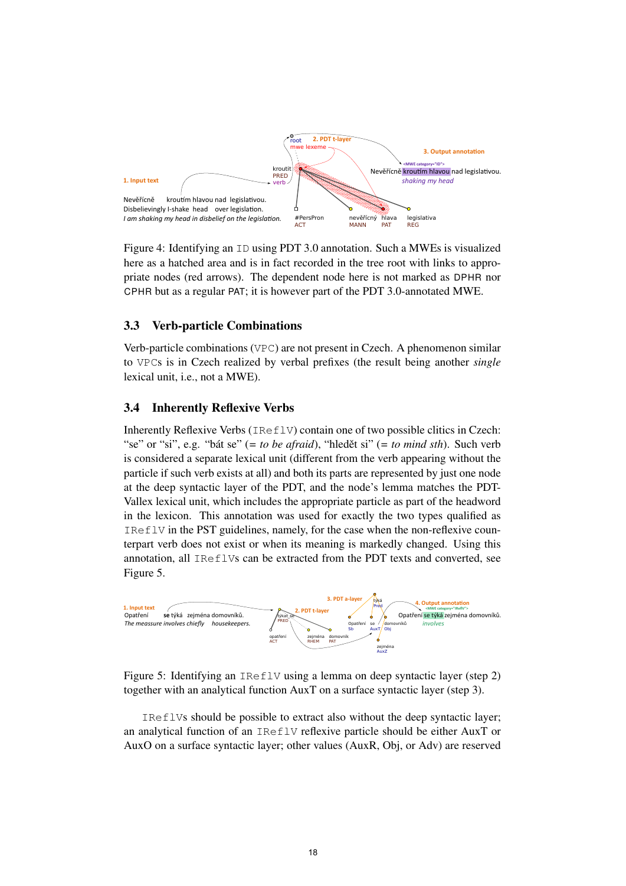Figure 4: Identifying an ID using PDT 3.0 annotation. Such a MWEs is visualized here as a hatched area and is in fact recorded in the tree root with links to appropriate nodes (red arrows). The dependent node here is not marked as DPHR nor CPHR but as a regular PAT; it is however part of the PDT 3.0-annotated MWE.

### 3.3 Verb-particle Combinations

Verb-particle combinations (VPC) are not present in Czech. A phenomenon similar to VPCs is in Czech realized by verbal prefixes (the result being another *single* lexical unit, i.e., not a MWE).

### 3.4 Inherently Reflexive Verbs

Inherently Reflexive Verbs (IReflV) contain one of two possible clitics in Czech: "se" or "si", e.g. "bát se" (= *to be afraid*), "hledět si" (= *to mind sth*). Such verb is considered a separate lexical unit (different from the verb appearing without the particle if such verb exists at all) and both its parts are represented by just one node at the deep syntactic layer of the PDT, and the node's lemma matches the PDT-Vallex lexical unit, which includes the appropriate particle as part of the headword in the lexicon. This annotation was used for exactly the two types qualified as IReflV in the PST guidelines, namely, for the case when the non-reflexive counterpart verb does not exist or when its meaning is markedly changed. Using this annotation, all IReflVs can be extracted from the PDT texts and converted, see Figure 5.

Figure 5: Identifying an IReflV using a lemma on deep syntactic layer (step 2) together with an analytical function AuxT on a surface syntactic layer (step 3).

IReflVs should be possible to extract also without the deep syntactic layer; an analytical function of an IReflV reflexive particle should be either AuxT or AuxO on a surface syntactic layer; other values (AuxR, Obj, or Adv) are reserved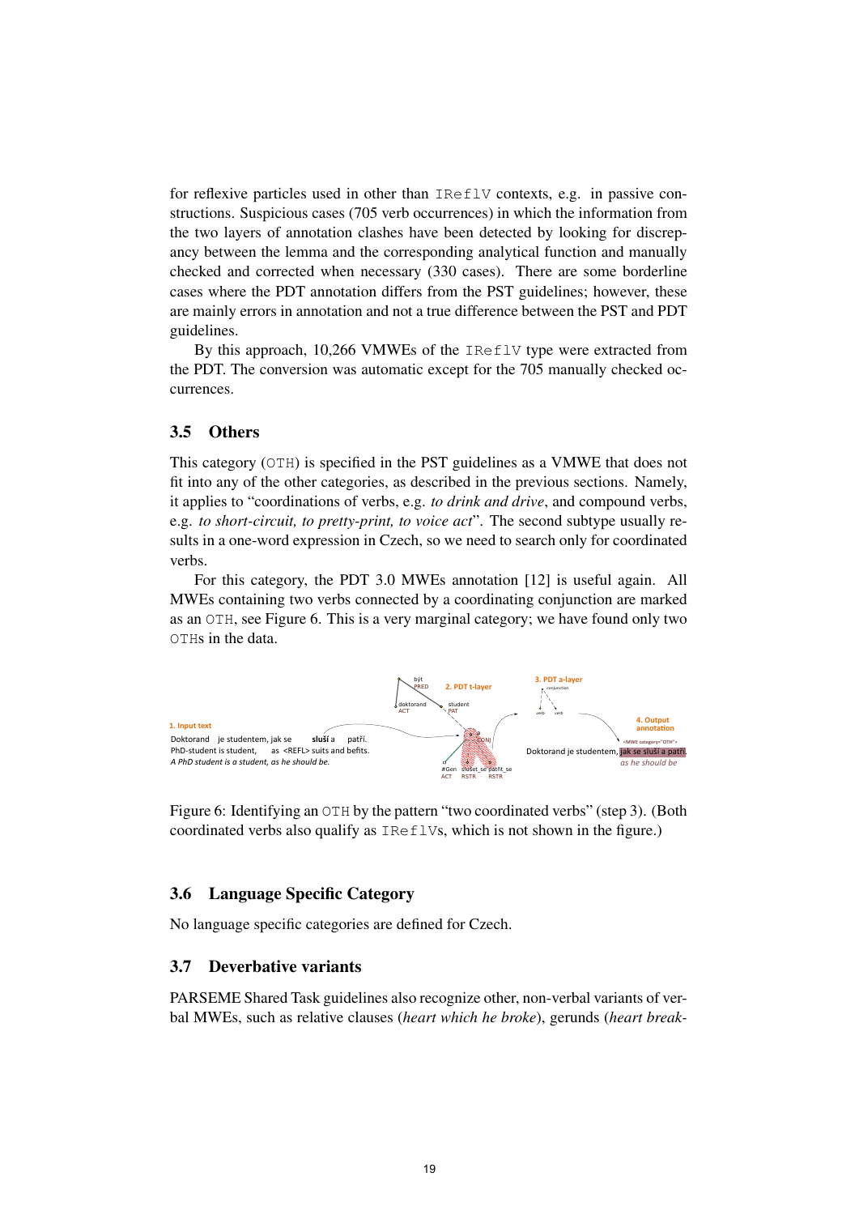for reflexive particles used in other than `IReflV` contexts, e.g. in passive constructions. Suspicious cases (705 verb occurrences) in which the information from the two layers of annotation clashes have been detected by looking for discrepancy between the lemma and the corresponding analytical function and manually checked and corrected when necessary (330 cases). There are some borderline cases where the PDT annotation differs from the PST guidelines; however, these are mainly errors in annotation and not a true difference between the PST and PDT guidelines.

By this approach, 10,266 VMWEs of the `IReflV` type were extracted from the PDT. The conversion was automatic except for the 705 manually checked occurrences.

### 3.5 Others

This category (`OTH`) is specified in the PST guidelines as a VMWE that does not fit into any of the other categories, as described in the previous sections. Namely, it applies to "coordinations of verbs, e.g. *to drink and drive*, and compound verbs, e.g. *to short-circuit, to pretty-print, to voice act*". The second subtype usually results in a one-word expression in Czech, so we need to search only for coordinated verbs.

For this category, the PDT 3.0 MWEs annotation [12] is useful again. All MWEs containing two verbs connected by a coordinating conjunction are marked as an `OTH`, see Figure 6. This is a very marginal category; we have found only two `OTH`s in the data.

Figure 6: Identifying an `OTH` by the pattern "two coordinated verbs" (step 3). (Both coordinated verbs also qualify as `IReflV`s, which is not shown in the figure.)

### 3.6 Language Specific Category

No language specific categories are defined for Czech.

### 3.7 Deverbative variants

PARSEME Shared Task guidelines also recognize other, non-verbal variants of verbal MWEs, such as relative clauses (*heart which he broke*), gerunds (*heart break-*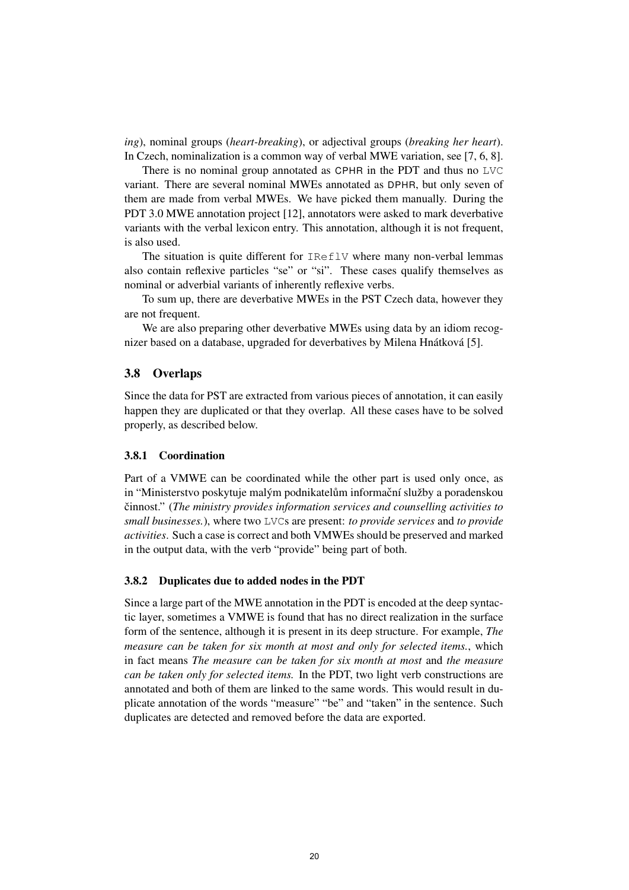*ing*), nominal groups (*heart-breaking*), or adjectival groups (*breaking her heart*). In Czech, nominalization is a common way of verbal MWE variation, see [7, 6, 8].

There is no nominal group annotated as CPHR in the PDT and thus no LVC variant. There are several nominal MWEs annotated as DPHR, but only seven of them are made from verbal MWEs. We have picked them manually. During the PDT 3.0 MWE annotation project [12], annotators were asked to mark deverbative variants with the verbal lexicon entry. This annotation, although it is not frequent, is also used.

The situation is quite different for IReflV where many non-verbal lemmas also contain reflexive particles "se" or "si". These cases qualify themselves as nominal or adverbial variants of inherently reflexive verbs.

To sum up, there are deverbative MWEs in the PST Czech data, however they are not frequent.

We are also preparing other deverbative MWEs using data by an idiom recognizer based on a database, upgraded for deverbatives by Milena Hnátková [5].

### 3.8 Overlaps

Since the data for PST are extracted from various pieces of annotation, it can easily happen they are duplicated or that they overlap. All these cases have to be solved properly, as described below.

#### 3.8.1 Coordination

Part of a VMWE can be coordinated while the other part is used only once, as in "Ministerstvo poskytuje malým podnikatelům informační služby a poradenskou činnost." (*The ministry provides information services and counselling activities to small businesses.*), where two LVCs are present: *to provide services* and *to provide activities*. Such a case is correct and both VMWEs should be preserved and marked in the output data, with the verb "provide" being part of both.

#### 3.8.2 Duplicates due to added nodes in the PDT

Since a large part of the MWE annotation in the PDT is encoded at the deep syntactic layer, sometimes a VMWE is found that has no direct realization in the surface form of the sentence, although it is present in its deep structure. For example, *The measure can be taken for six month at most and only for selected items.*, which in fact means *The measure can be taken for six month at most* and *the measure can be taken only for selected items.* In the PDT, two light verb constructions are annotated and both of them are linked to the same words. This would result in duplicate annotation of the words "measure" "be" and "taken" in the sentence. Such duplicates are detected and removed before the data are exported.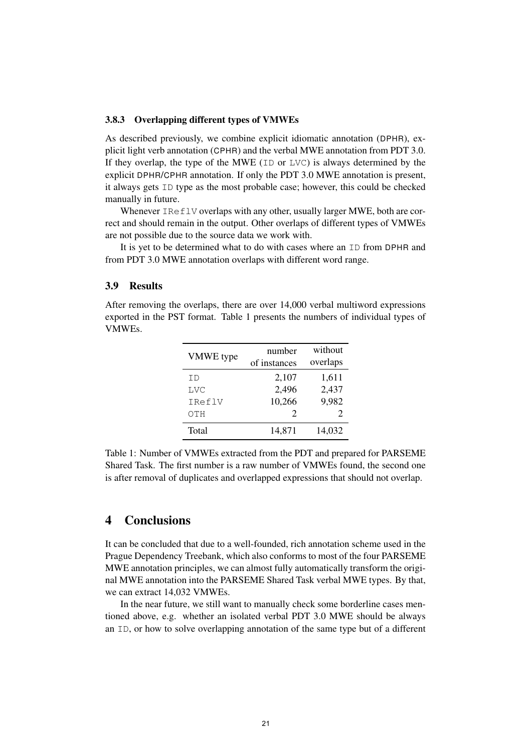### 3.8.3 Overlapping different types of VMWEs

As described previously, we combine explicit idiomatic annotation (DPHR), explicit light verb annotation (CPHR) and the verbal MWE annotation from PDT 3.0. If they overlap, the type of the MWE (ID or LVC) is always determined by the explicit DPHR/CPHR annotation. If only the PDT 3.0 MWE annotation is present, it always gets ID type as the most probable case; however, this could be checked manually in future.

Whenever IReflV overlaps with any other, usually larger MWE, both are correct and should remain in the output. Other overlaps of different types of VMWEs are not possible due to the source data we work with.

It is yet to be determined what to do with cases where an ID from DPHR and from PDT 3.0 MWE annotation overlaps with different word range.

## 3.9 Results

After removing the overlaps, there are over 14,000 verbal multiword expressions exported in the PST format. Table 1 presents the numbers of individual types of VMWEs.

| VMWE type | number of instances | without overlaps |
|---|---|---|
| ID | 2,107 | 1,611 |
| LVC | 2,496 | 2,437 |
| IReflV | 10,266 | 9,982 |
| OTH | 2 | 2 |
| Total | 14,871 | 14,032 |

Table 1: Number of VMWEs extracted from the PDT and prepared for PARSEME Shared Task. The first number is a raw number of VMWEs found, the second one is after removal of duplicates and overlapped expressions that should not overlap.

# 4 Conclusions

It can be concluded that due to a well-founded, rich annotation scheme used in the Prague Dependency Treebank, which also conforms to most of the four PARSEME MWE annotation principles, we can almost fully automatically transform the original MWE annotation into the PARSEME Shared Task verbal MWE types. By that, we can extract 14,032 VMWEs.

In the near future, we still want to manually check some borderline cases mentioned above, e.g. whether an isolated verbal PDT 3.0 MWE should be always an ID, or how to solve overlapping annotation of the same type but of a different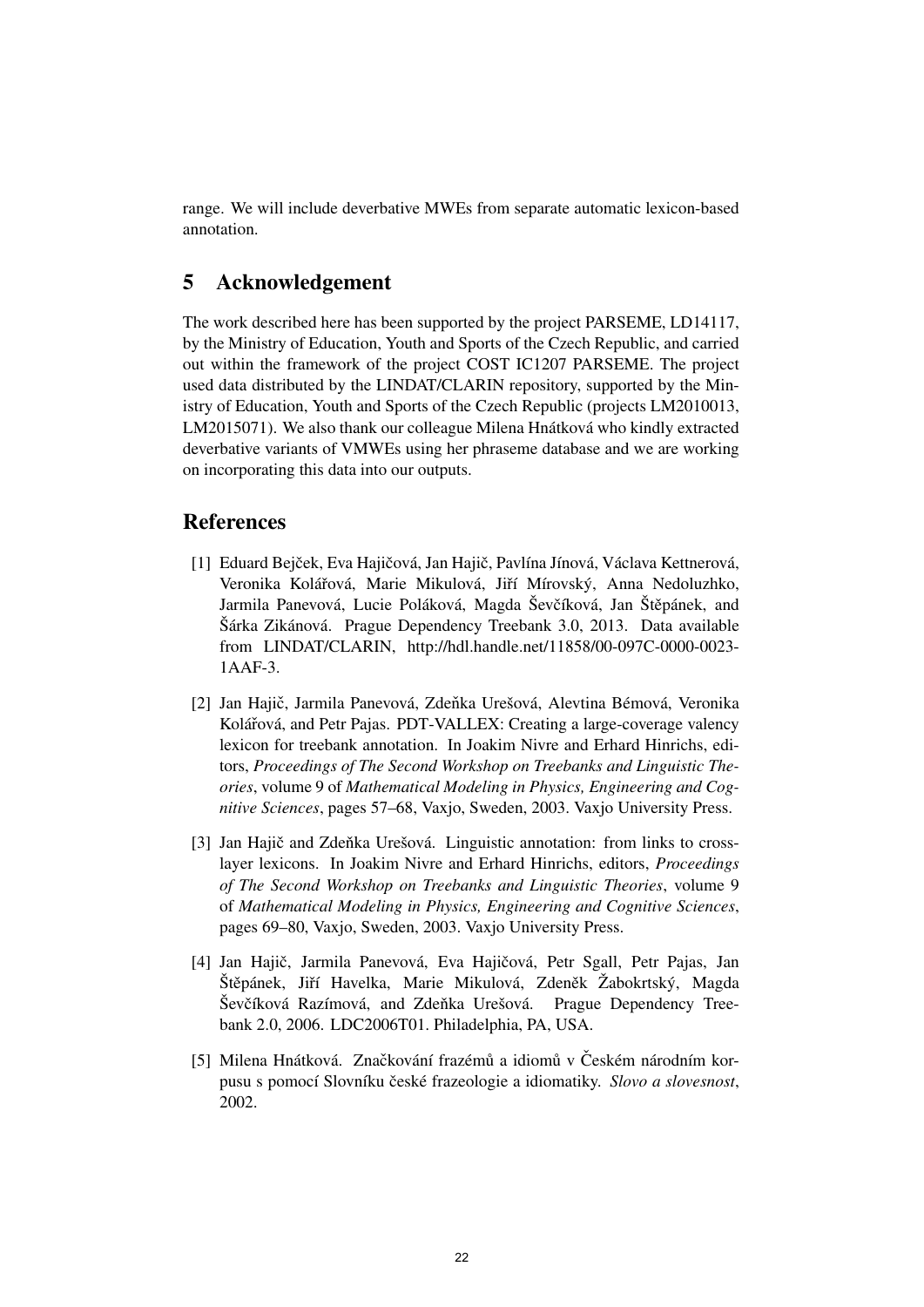range. We will include deverbative MWEs from separate automatic lexicon-based annotation.

## 5 Acknowledgement

The work described here has been supported by the project PARSEME, LD14117, by the Ministry of Education, Youth and Sports of the Czech Republic, and carried out within the framework of the project COST IC1207 PARSEME. The project used data distributed by the LINDAT/CLARIN repository, supported by the Ministry of Education, Youth and Sports of the Czech Republic (projects LM2010013, LM2015071). We also thank our colleague Milena Hnátková who kindly extracted deverbative variants of VMWEs using her phraseme database and we are working on incorporating this data into our outputs.

## References

[1] Eduard Bejček, Eva Hajičová, Jan Hajič, Pavlína Jínová, Václava Kettnerová, Veronika Kolářová, Marie Mikulová, Jiří Mírovský, Anna Nedoluzhko, Jarmila Panevová, Lucie Poláková, Magda Ševčíková, Jan Štěpánek, and Šárka Zikánová. Prague Dependency Treebank 3.0, 2013. Data available from LINDAT/CLARIN, http://hdl.handle.net/11858/00-097C-0000-0023-1AAF-3.

[2] Jan Hajič, Jarmila Panevová, Zdeňka Urešová, Alevtina Bémová, Veronika Kolářová, and Petr Pajas. PDT-VALLEX: Creating a large-coverage valency lexicon for treebank annotation. In Joakim Nivre and Erhard Hinrichs, editors, *Proceedings of The Second Workshop on Treebanks and Linguistic Theories*, volume 9 of *Mathematical Modeling in Physics, Engineering and Cognitive Sciences*, pages 57–68, Vaxjo, Sweden, 2003. Vaxjo University Press.

[3] Jan Hajič and Zdeňka Urešová. Linguistic annotation: from links to cross-layer lexicons. In Joakim Nivre and Erhard Hinrichs, editors, *Proceedings of The Second Workshop on Treebanks and Linguistic Theories*, volume 9 of *Mathematical Modeling in Physics, Engineering and Cognitive Sciences*, pages 69–80, Vaxjo, Sweden, 2003. Vaxjo University Press.

[4] Jan Hajič, Jarmila Panevová, Eva Hajičová, Petr Sgall, Petr Pajas, Jan Štěpánek, Jiří Havelka, Marie Mikulová, Zdeněk Žabokrtský, Magda Ševčíková Razímová, and Zdeňka Urešová. Prague Dependency Treebank 2.0, 2006. LDC2006T01. Philadelphia, PA, USA.

[5] Milena Hnátková. Značkování frazémů a idiomů v Českém národním korpusu s pomocí Slovníku české frazeologie a idiomatiky. *Slovo a slovesnost*, 2002.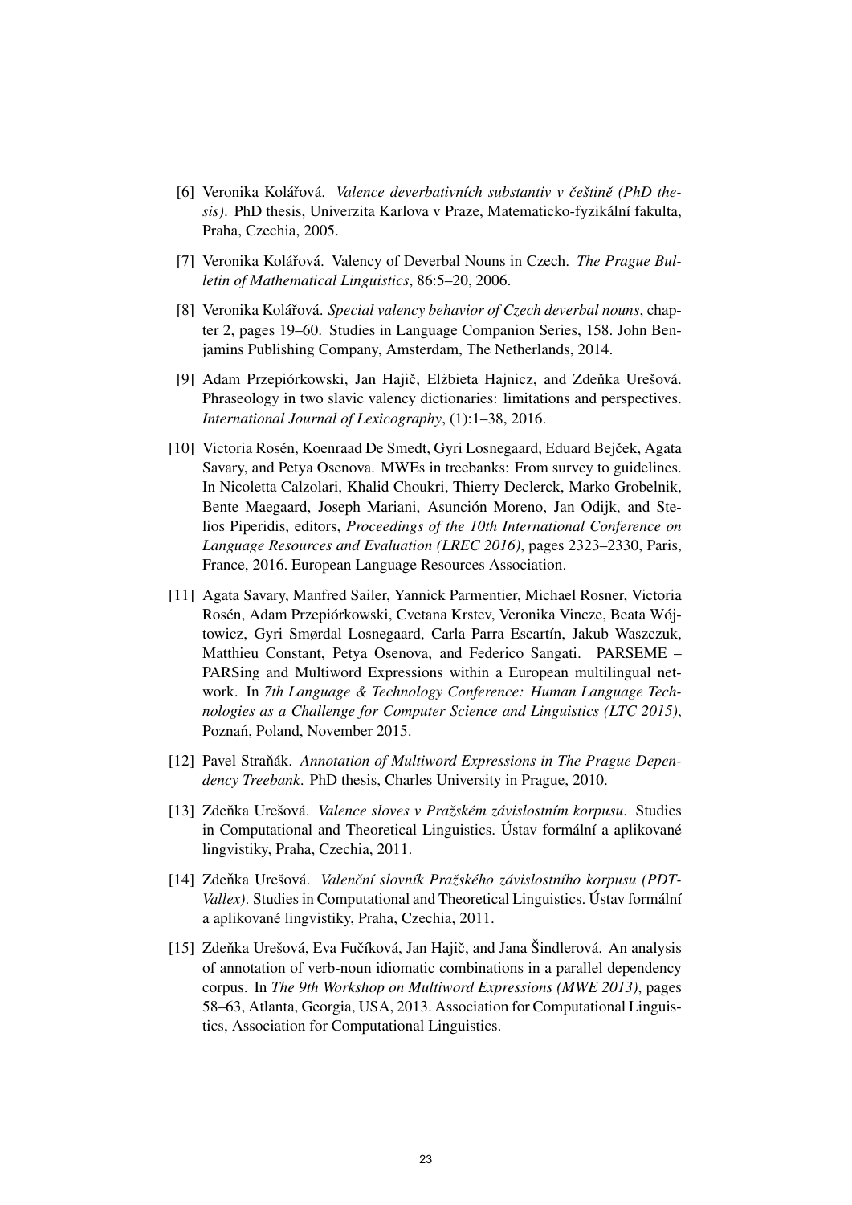[6] Veronika Kolářová. *Valence deverbativních substantiv v češtině (PhD thesis)*. PhD thesis, Univerzita Karlova v Praze, Matematicko-fyzikální fakulta, Praha, Czechia, 2005.

[7] Veronika Kolářová. Valency of Deverbal Nouns in Czech. *The Prague Bulletin of Mathematical Linguistics*, 86:5–20, 2006.

[8] Veronika Kolářová. *Special valency behavior of Czech deverbal nouns*, chapter 2, pages 19–60. Studies in Language Companion Series, 158. John Benjamins Publishing Company, Amsterdam, The Netherlands, 2014.

[9] Adam Przepiórkowski, Jan Hajič, Elżbieta Hajnicz, and Zdeňka Urešová. Phraseology in two slavic valency dictionaries: limitations and perspectives. *International Journal of Lexicography*, (1):1–38, 2016.

[10] Victoria Rosén, Koenraad De Smedt, Gyri Losnegaard, Eduard Bejček, Agata Savary, and Petya Osenova. MWEs in treebanks: From survey to guidelines. In Nicoletta Calzolari, Khalid Choukri, Thierry Declerck, Marko Grobelnik, Bente Maegaard, Joseph Mariani, Asunción Moreno, Jan Odijk, and Stelios Piperidis, editors, *Proceedings of the 10th International Conference on Language Resources and Evaluation (LREC 2016)*, pages 2323–2330, Paris, France, 2016. European Language Resources Association.

[11] Agata Savary, Manfred Sailer, Yannick Parmentier, Michael Rosner, Victoria Rosén, Adam Przepiórkowski, Cvetana Krstev, Veronika Vincze, Beata Wójtowicz, Gyri Smørdal Losnegaard, Carla Parra Escartín, Jakub Waszczuk, Matthieu Constant, Petya Osenova, and Federico Sangati. PARSEME – PARSing and Multiword Expressions within a European multilingual network. In *7th Language & Technology Conference: Human Language Technologies as a Challenge for Computer Science and Linguistics (LTC 2015)*, Poznań, Poland, November 2015.

[12] Pavel Straňák. *Annotation of Multiword Expressions in The Prague Dependency Treebank*. PhD thesis, Charles University in Prague, 2010.

[13] Zdeňka Urešová. *Valence sloves v Pražském závislostním korpusu*. Studies in Computational and Theoretical Linguistics. Ústav formální a aplikované lingvistiky, Praha, Czechia, 2011.

[14] Zdeňka Urešová. *Valenční slovník Pražského závislostního korpusu (PDT-Vallex)*. Studies in Computational and Theoretical Linguistics. Ústav formální a aplikované lingvistiky, Praha, Czechia, 2011.

[15] Zdeňka Urešová, Eva Fučíková, Jan Hajič, and Jana Šindlerová. An analysis of annotation of verb-noun idiomatic combinations in a parallel dependency corpus. In *The 9th Workshop on Multiword Expressions (MWE 2013)*, pages 58–63, Atlanta, Georgia, USA, 2013. Association for Computational Linguistics, Association for Computational Linguistics.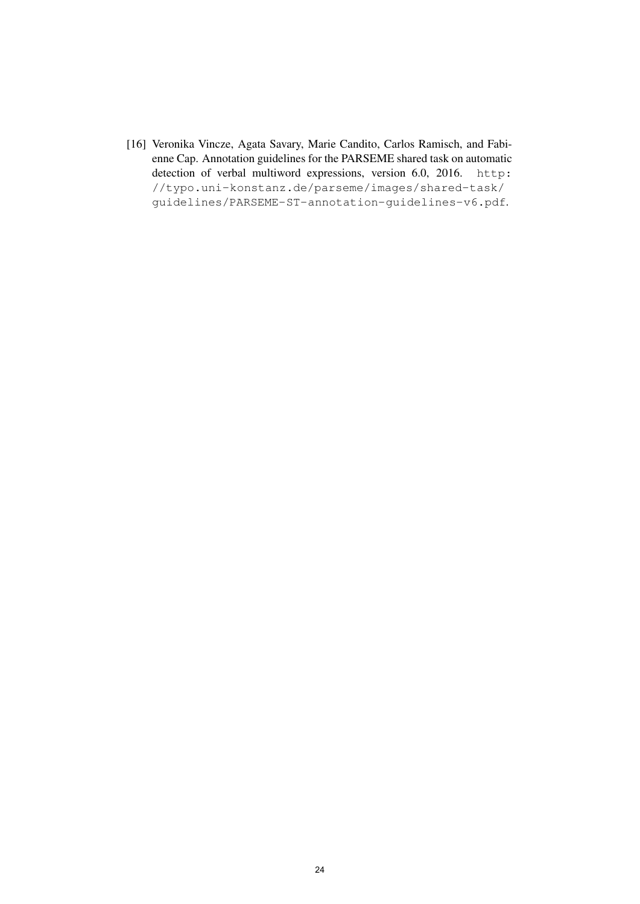[16] Veronika Vincze, Agata Savary, Marie Candito, Carlos Ramisch, and Fabienne Cap. Annotation guidelines for the PARSEME shared task on automatic detection of verbal multiword expressions, version 6.0, 2016. http://typo.uni-konstanz.de/parseme/images/shared-task/guidelines/PARSEME-ST-annotation-guidelines-v6.pdf.